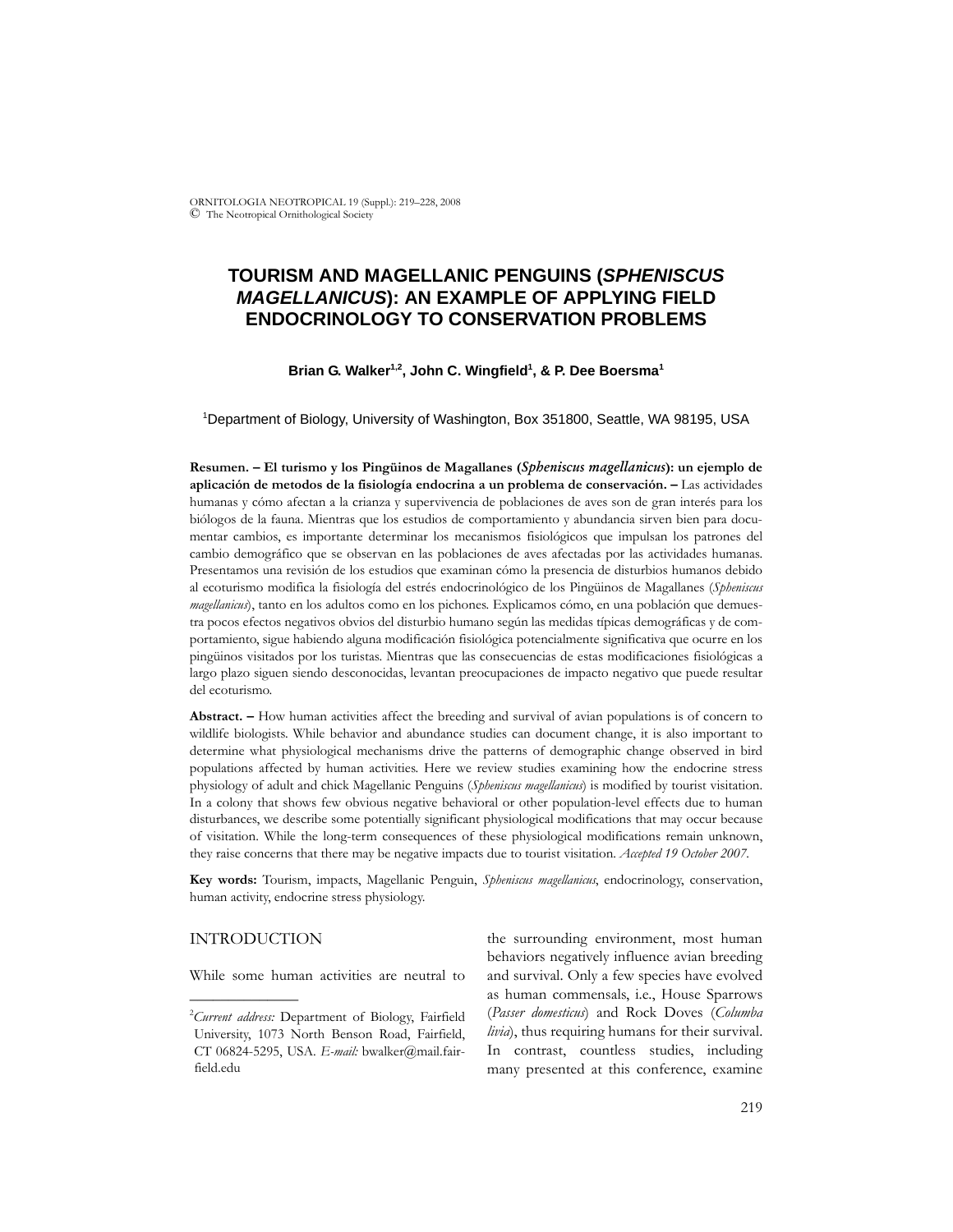# TOURISM AND MAGELLANIC PENGUINS (*SPHENISCUS MAGELLANICUS*): AN EXAMPLE OF APPLYING FIELD ENDOCRINOLOGY TO CONSERVATION PROBLEMS

**Brian G. Walker[1,2], John C. Wingfield[1], & P. Dee Boersma[1]**

[1]Department of Biology, University of Washington, Box 351800, Seattle, WA 98195, USA

**Resumen. – El turismo y los Pingüinos de Magallanes (*Spheniscus magellanicus*): un ejemplo de aplicación de metodos de la fisiología endocrina a un problema de conservación. –** Las actividades humanas y cómo afectan a la crianza y supervivencia de poblaciones de aves son de gran interés para los biólogos de la fauna. Mientras que los estudios de comportamiento y abundancia sirven bien para documentar cambios, es importante determinar los mecanismos fisiológicos que impulsan los patrones del cambio demográfico que se observan en las poblaciones de aves afectadas por las actividades humanas. Presentamos una revisión de los estudios que examinan cómo la presencia de disturbios humanos debido al ecoturismo modifica la fisiología del estrés endocrinológico de los Pingüinos de Magallanes (*Spheniscus magellanicus*), tanto en los adultos como en los pichones. Explicamos cómo, en una población que demuestra pocos efectos negativos obvios del disturbio humano según las medidas típicas demográficas y de comportamiento, sigue habiendo alguna modificación fisiológica potencialmente significativa que ocurre en los pingüinos visitados por los turistas. Mientras que las consecuencias de estas modificaciones fisiológicas a largo plazo siguen siendo desconocidas, levantan preocupaciones de impacto negativo que puede resultar del ecoturismo.

**Abstract. –** How human activities affect the breeding and survival of avian populations is of concern to wildlife biologists. While behavior and abundance studies can document change, it is also important to determine what physiological mechanisms drive the patterns of demographic change observed in bird populations affected by human activities. Here we review studies examining how the endocrine stress physiology of adult and chick Magellanic Penguins (*Spheniscus magellanicus*) is modified by tourist visitation. In a colony that shows few obvious negative behavioral or other population-level effects due to human disturbances, we describe some potentially significant physiological modifications that may occur because of visitation. While the long-term consequences of these physiological modifications remain unknown, they raise concerns that there may be negative impacts due to tourist visitation. *Accepted 19 October 2007.*

**Key words:** Tourism, impacts, Magellanic Penguin, *Spheniscus magellanicus*, endocrinology, conservation, human activity, endocrine stress physiology.

## INTRODUCTION

While some human activities are neutral to the surrounding environment, most human behaviors negatively influence avian breeding and survival. Only a few species have evolved as human commensals, i.e., House Sparrows (*Passer domesticus*) and Rock Doves (*Columba livia*), thus requiring humans for their survival. In contrast, countless studies, including many presented at this conference, examine

[2]*Current address:* Department of Biology, Fairfield University, 1073 North Benson Road, Fairfield, CT 06824-5295, USA. *E-mail:* bwalker@mail.fairfield.edu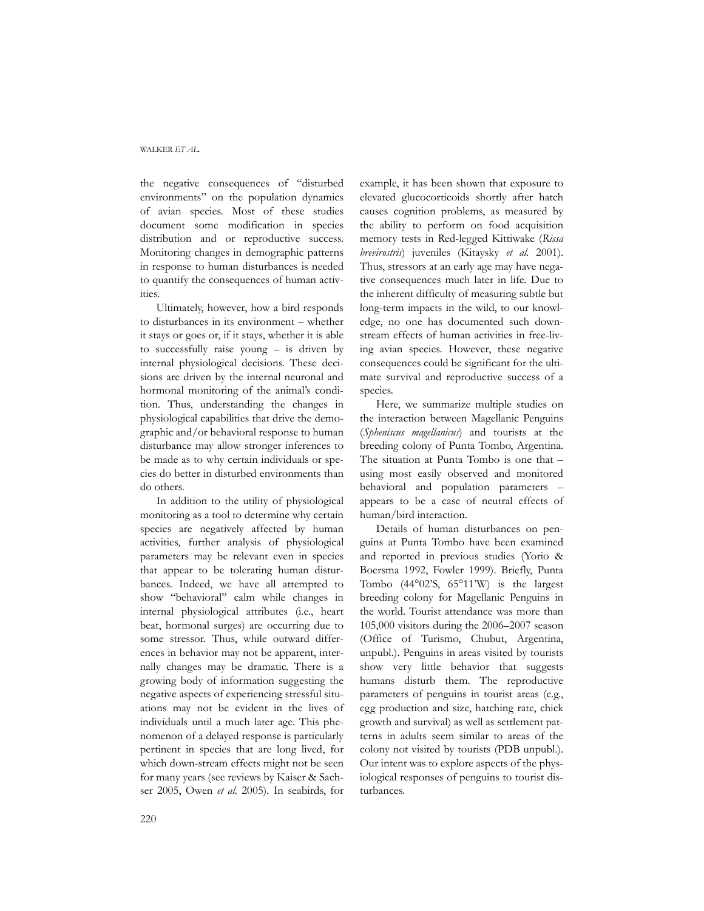the negative consequences of "disturbed environments" on the population dynamics of avian species. Most of these studies document some modification in species distribution and or reproductive success. Monitoring changes in demographic patterns in response to human disturbances is needed to quantify the consequences of human activities.

Ultimately, however, how a bird responds to disturbances in its environment – whether it stays or goes or, if it stays, whether it is able to successfully raise young – is driven by internal physiological decisions. These decisions are driven by the internal neuronal and hormonal monitoring of the animal's condition. Thus, understanding the changes in physiological capabilities that drive the demographic and/or behavioral response to human disturbance may allow stronger inferences to be made as to why certain individuals or species do better in disturbed environments than do others.

In addition to the utility of physiological monitoring as a tool to determine why certain species are negatively affected by human activities, further analysis of physiological parameters may be relevant even in species that appear to be tolerating human disturbances. Indeed, we have all attempted to show "behavioral" calm while changes in internal physiological attributes (i.e., heart beat, hormonal surges) are occurring due to some stressor. Thus, while outward differences in behavior may not be apparent, internally changes may be dramatic. There is a growing body of information suggesting the negative aspects of experiencing stressful situations may not be evident in the lives of individuals until a much later age. This phenomenon of a delayed response is particularly pertinent in species that are long lived, for which down-stream effects might not be seen for many years (see reviews by Kaiser & Sachser 2005, Owen *et al.* 2005). In seabirds, for example, it has been shown that exposure to elevated glucocorticoids shortly after hatch causes cognition problems, as measured by the ability to perform on food acquisition memory tests in Red-legged Kittiwake (*Rissa brevirostris*) juveniles (Kitaysky *et al.* 2001). Thus, stressors at an early age may have negative consequences much later in life. Due to the inherent difficulty of measuring subtle but long-term impacts in the wild, to our knowledge, no one has documented such downstream effects of human activities in free-living avian species. However, these negative consequences could be significant for the ultimate survival and reproductive success of a species.

Here, we summarize multiple studies on the interaction between Magellanic Penguins (*Spheniscus magellanicus*) and tourists at the breeding colony of Punta Tombo, Argentina. The situation at Punta Tombo is one that – using most easily observed and monitored behavioral and population parameters – appears to be a case of neutral effects of human/bird interaction.

Details of human disturbances on penguins at Punta Tombo have been examined and reported in previous studies (Yorio & Boersma 1992, Fowler 1999). Briefly, Punta Tombo (44°02'S, 65°11'W) is the largest breeding colony for Magellanic Penguins in the world. Tourist attendance was more than 105,000 visitors during the 2006–2007 season (Office of Turismo, Chubut, Argentina, unpubl.). Penguins in areas visited by tourists show very little behavior that suggests humans disturb them. The reproductive parameters of penguins in tourist areas (e.g., egg production and size, hatching rate, chick growth and survival) as well as settlement patterns in adults seem similar to areas of the colony not visited by tourists (PDB unpubl.). Our intent was to explore aspects of the physiological responses of penguins to tourist disturbances.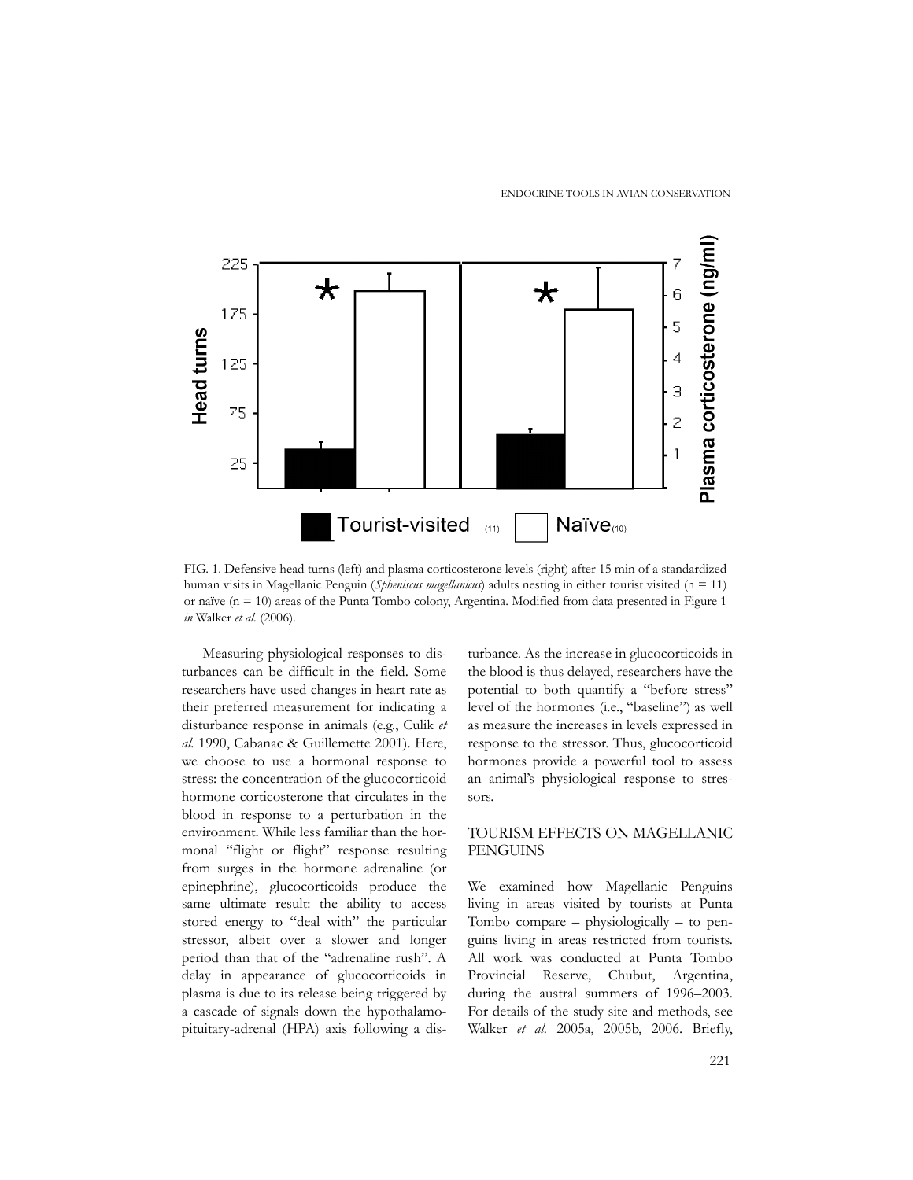FIG. 1. Defensive head turns (left) and plasma corticosterone levels (right) after 15 min of a standardized human visits in Magellanic Penguin (*Spheniscus magellanicus*) adults nesting in either tourist visited (n = 11) or naïve (n = 10) areas of the Punta Tombo colony, Argentina. Modified from data presented in Figure 1 *in* Walker *et al.* (2006).

Measuring physiological responses to disturbances can be difficult in the field. Some researchers have used changes in heart rate as their preferred measurement for indicating a disturbance response in animals (e.g., Culik *et al.* 1990, Cabanac & Guillemette 2001). Here, we choose to use a hormonal response to stress: the concentration of the glucocorticoid hormone corticosterone that circulates in the blood in response to a perturbation in the environment. While less familiar than the hormonal "flight or flight" response resulting from surges in the hormone adrenaline (or epinephrine), glucocorticoids produce the same ultimate result: the ability to access stored energy to "deal with" the particular stressor, albeit over a slower and longer period than that of the "adrenaline rush". A delay in appearance of glucocorticoids in plasma is due to its release being triggered by a cascade of signals down the hypothalamo-pituitary-adrenal (HPA) axis following a disturbance. As the increase in glucocorticoids in the blood is thus delayed, researchers have the potential to both quantify a "before stress" level of the hormones (i.e., "baseline") as well as measure the increases in levels expressed in response to the stressor. Thus, glucocorticoid hormones provide a powerful tool to assess an animal's physiological response to stressors.

## TOURISM EFFECTS ON MAGELLANIC PENGUINS

We examined how Magellanic Penguins living in areas visited by tourists at Punta Tombo compare – physiologically – to penguins living in areas restricted from tourists. All work was conducted at Punta Tombo Provincial Reserve, Chubut, Argentina, during the austral summers of 1996–2003. For details of the study site and methods, see Walker *et al.* 2005a, 2005b, 2006. Briefly,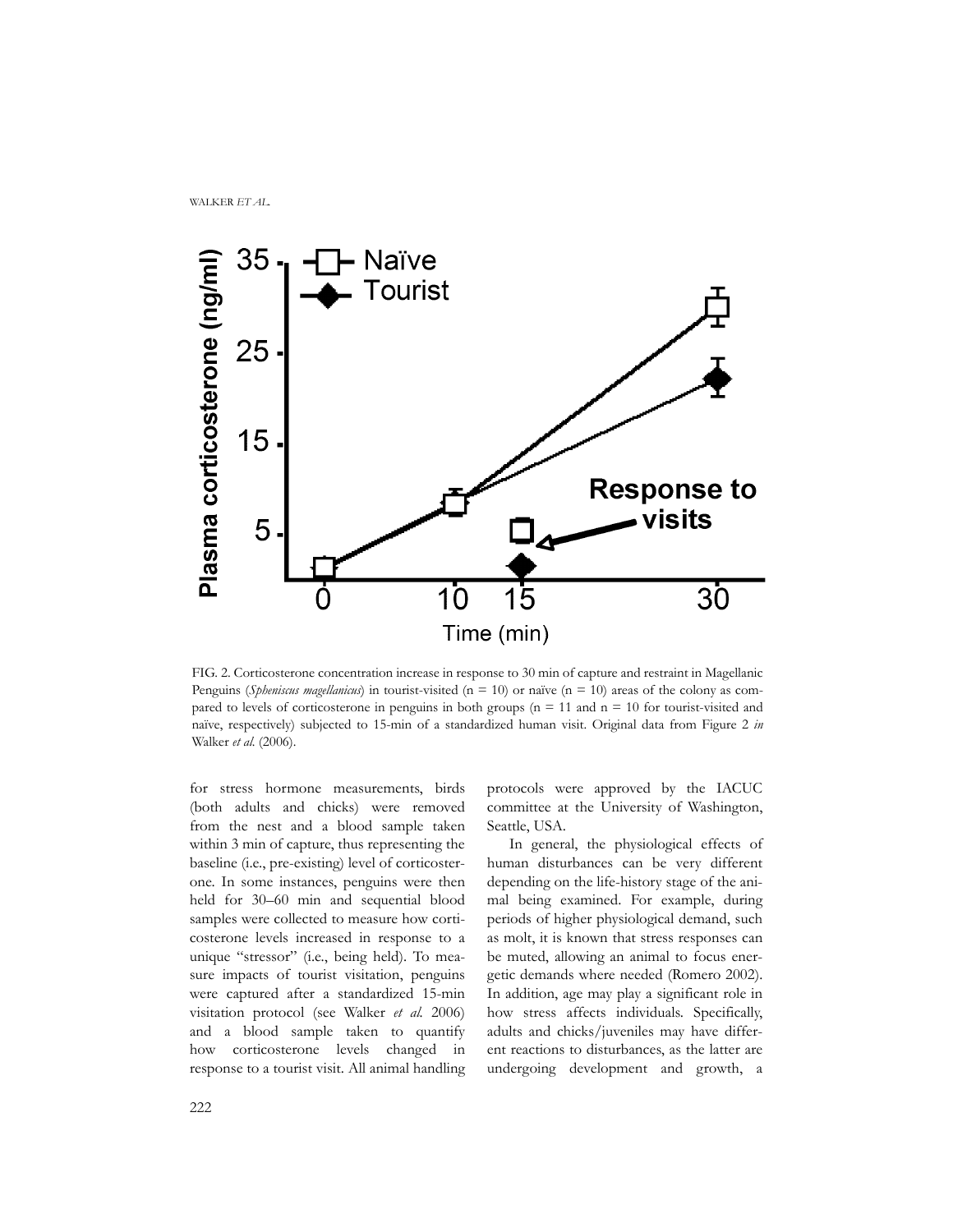FIG. 2. Corticosterone concentration increase in response to 30 min of capture and restraint in Magellanic Penguins (*Spheniscus magellanicus*) in tourist-visited (n = 10) or naïve (n = 10) areas of the colony as compared to levels of corticosterone in penguins in both groups (n = 11 and n = 10 for tourist-visited and naïve, respectively) subjected to 15-min of a standardized human visit. Original data from Figure 2 *in* Walker *et al.* (2006).

for stress hormone measurements, birds (both adults and chicks) were removed from the nest and a blood sample taken within 3 min of capture, thus representing the baseline (i.e., pre-existing) level of corticosterone. In some instances, penguins were then held for 30–60 min and sequential blood samples were collected to measure how corticosterone levels increased in response to a unique "stressor" (i.e., being held). To measure impacts of tourist visitation, penguins were captured after a standardized 15-min visitation protocol (see Walker *et al.* 2006) and a blood sample taken to quantify how corticosterone levels changed in response to a tourist visit. All animal handling protocols were approved by the IACUC committee at the University of Washington, Seattle, USA.

In general, the physiological effects of human disturbances can be very different depending on the life-history stage of the animal being examined. For example, during periods of higher physiological demand, such as molt, it is known that stress responses can be muted, allowing an animal to focus energetic demands where needed (Romero 2002). In addition, age may play a significant role in how stress affects individuals. Specifically, adults and chicks/juveniles may have different reactions to disturbances, as the latter are undergoing development and growth, a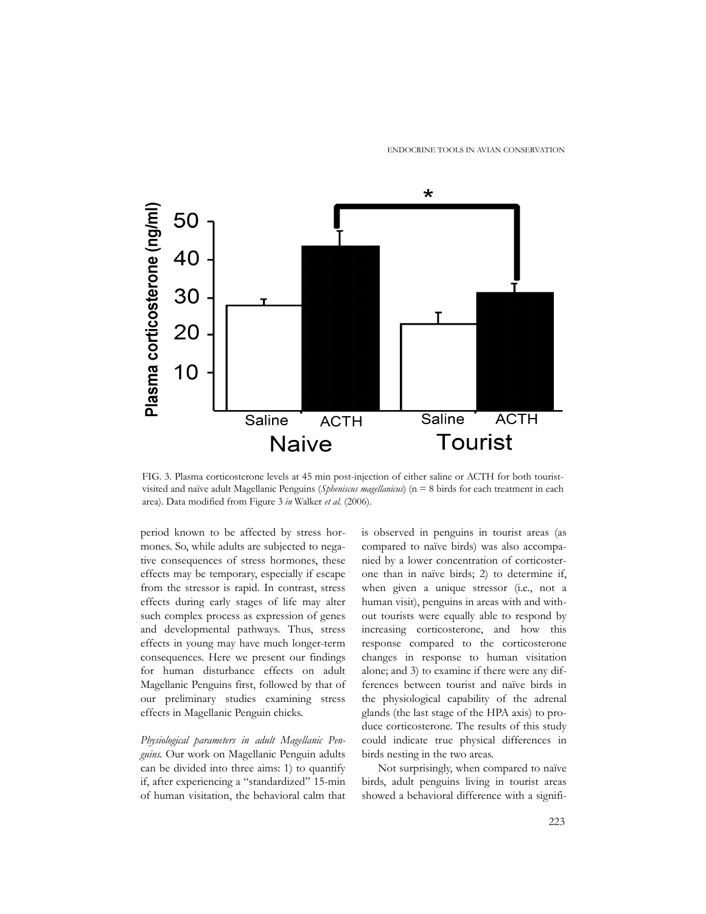FIG. 3. Plasma corticosterone levels at 45 min post-injection of either saline or ACTH for both tourist-visited and naïve adult Magellanic Penguins (*Spheniscus magellanicus*) (n = 8 birds for each treatment in each area). Data modified from Figure 3 *in* Walker *et al.* (2006).

period known to be affected by stress hormones. So, while adults are subjected to negative consequences of stress hormones, these effects may be temporary, especially if escape from the stressor is rapid. In contrast, stress effects during early stages of life may alter such complex process as expression of genes and developmental pathways. Thus, stress effects in young may have much longer-term consequences. Here we present our findings for human disturbance effects on adult Magellanic Penguins first, followed by that of our preliminary studies examining stress effects in Magellanic Penguin chicks.

*Physiological parameters in adult Magellanic Penguins.* Our work on Magellanic Penguin adults can be divided into three aims: 1) to quantify if, after experiencing a "standardized" 15-min of human visitation, the behavioral calm that is observed in penguins in tourist areas (as compared to naïve birds) was also accompanied by a lower concentration of corticosterone than in naïve birds; 2) to determine if, when given a unique stressor (i.e., not a human visit), penguins in areas with and without tourists were equally able to respond by increasing corticosterone, and how this response compared to the corticosterone changes in response to human visitation alone; and 3) to examine if there were any differences between tourist and naïve birds in the physiological capability of the adrenal glands (the last stage of the HPA axis) to produce corticosterone. The results of this study could indicate true physical differences in birds nesting in the two areas.

Not surprisingly, when compared to naïve birds, adult penguins living in tourist areas showed a behavioral difference with a signifi-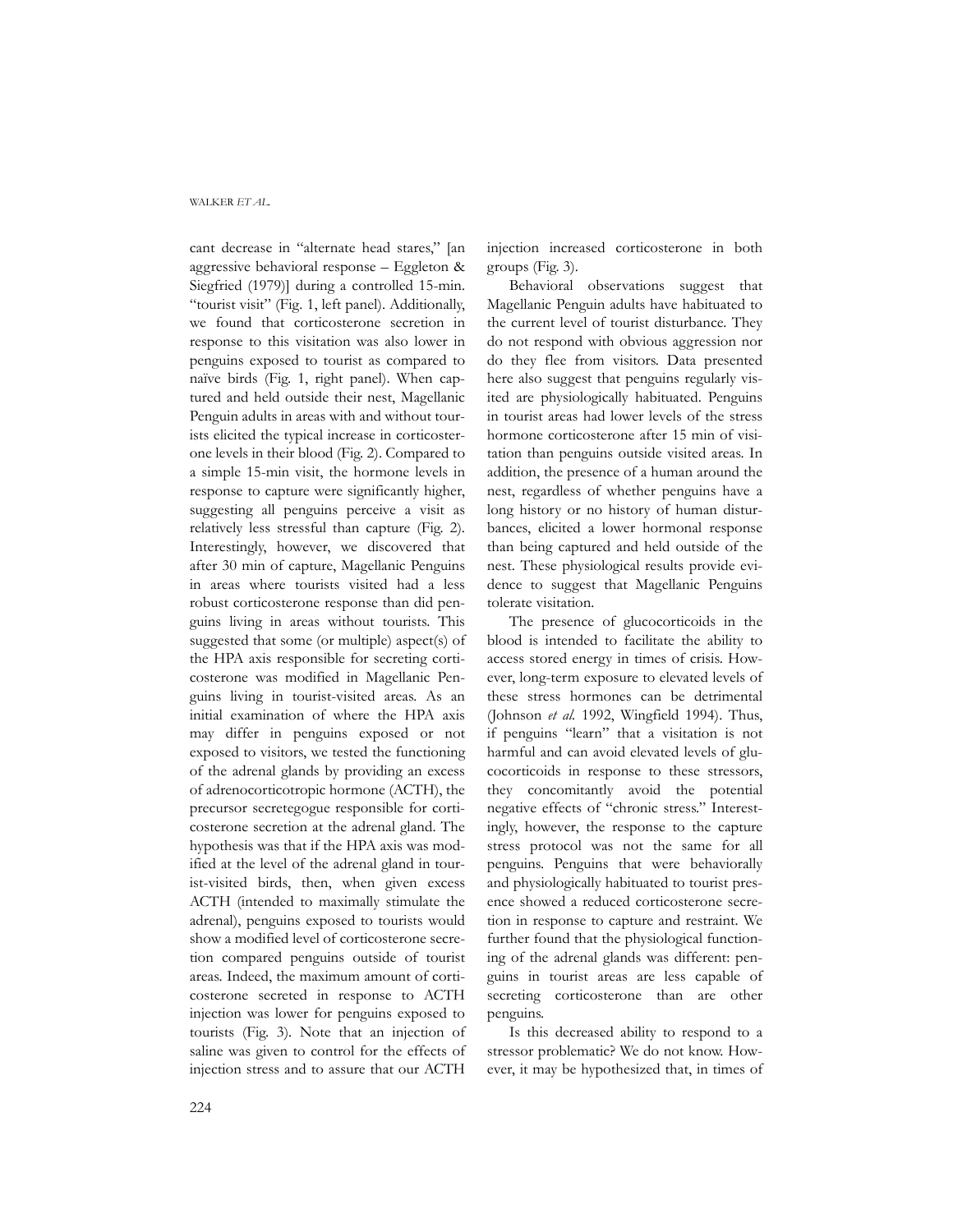cant decrease in "alternate head stares," [an aggressive behavioral response – Eggleton & Siegfried (1979)] during a controlled 15-min. "tourist visit" (Fig. 1, left panel). Additionally, we found that corticosterone secretion in response to this visitation was also lower in penguins exposed to tourist as compared to naïve birds (Fig. 1, right panel). When captured and held outside their nest, Magellanic Penguin adults in areas with and without tourists elicited the typical increase in corticosterone levels in their blood (Fig. 2). Compared to a simple 15-min visit, the hormone levels in response to capture were significantly higher, suggesting all penguins perceive a visit as relatively less stressful than capture (Fig. 2). Interestingly, however, we discovered that after 30 min of capture, Magellanic Penguins in areas where tourists visited had a less robust corticosterone response than did penguins living in areas without tourists. This suggested that some (or multiple) aspect(s) of the HPA axis responsible for secreting corticosterone was modified in Magellanic Penguins living in tourist-visited areas. As an initial examination of where the HPA axis may differ in penguins exposed or not exposed to visitors, we tested the functioning of the adrenal glands by providing an excess of adrenocorticotropic hormone (ACTH), the precursor secretegogue responsible for corticosterone secretion at the adrenal gland. The hypothesis was that if the HPA axis was modified at the level of the adrenal gland in tourist-visited birds, then, when given excess ACTH (intended to maximally stimulate the adrenal), penguins exposed to tourists would show a modified level of corticosterone secretion compared penguins outside of tourist areas. Indeed, the maximum amount of corticosterone secreted in response to ACTH injection was lower for penguins exposed to tourists (Fig. 3). Note that an injection of saline was given to control for the effects of injection stress and to assure that our ACTH injection increased corticosterone in both groups (Fig. 3).

Behavioral observations suggest that Magellanic Penguin adults have habituated to the current level of tourist disturbance. They do not respond with obvious aggression nor do they flee from visitors. Data presented here also suggest that penguins regularly visited are physiologically habituated. Penguins in tourist areas had lower levels of the stress hormone corticosterone after 15 min of visitation than penguins outside visited areas. In addition, the presence of a human around the nest, regardless of whether penguins have a long history or no history of human disturbances, elicited a lower hormonal response than being captured and held outside of the nest. These physiological results provide evidence to suggest that Magellanic Penguins tolerate visitation.

The presence of glucocorticoids in the blood is intended to facilitate the ability to access stored energy in times of crisis. However, long-term exposure to elevated levels of these stress hormones can be detrimental (Johnson *et al.* 1992, Wingfield 1994). Thus, if penguins "learn" that a visitation is not harmful and can avoid elevated levels of glucocorticoids in response to these stressors, they concomitantly avoid the potential negative effects of "chronic stress." Interestingly, however, the response to the capture stress protocol was not the same for all penguins. Penguins that were behaviorally and physiologically habituated to tourist presence showed a reduced corticosterone secretion in response to capture and restraint. We further found that the physiological functioning of the adrenal glands was different: penguins in tourist areas are less capable of secreting corticosterone than are other penguins.

Is this decreased ability to respond to a stressor problematic? We do not know. However, it may be hypothesized that, in times of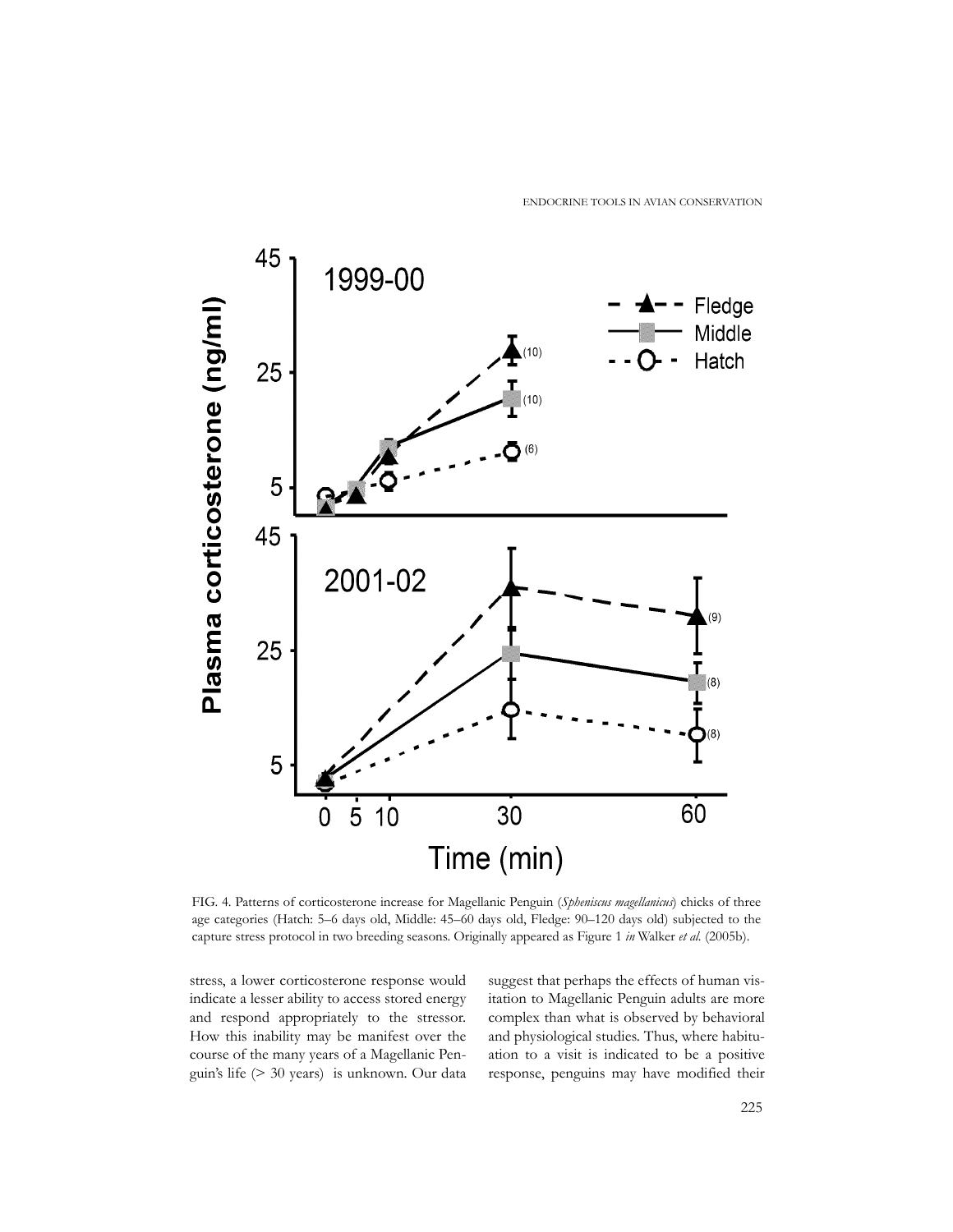FIG. 4. Patterns of corticosterone increase for Magellanic Penguin (*Spheniscus magellanicus*) chicks of three age categories (Hatch: 5–6 days old, Middle: 45–60 days old, Fledge: 90–120 days old) subjected to the capture stress protocol in two breeding seasons. Originally appeared as Figure 1 *in* Walker *et al.* (2005b).

stress, a lower corticosterone response would indicate a lesser ability to access stored energy and respond appropriately to the stressor. How this inability may be manifest over the course of the many years of a Magellanic Penguin's life (> 30 years) is unknown. Our data suggest that perhaps the effects of human visitation to Magellanic Penguin adults are more complex than what is observed by behavioral and physiological studies. Thus, where habituation to a visit is indicated to be a positive response, penguins may have modified their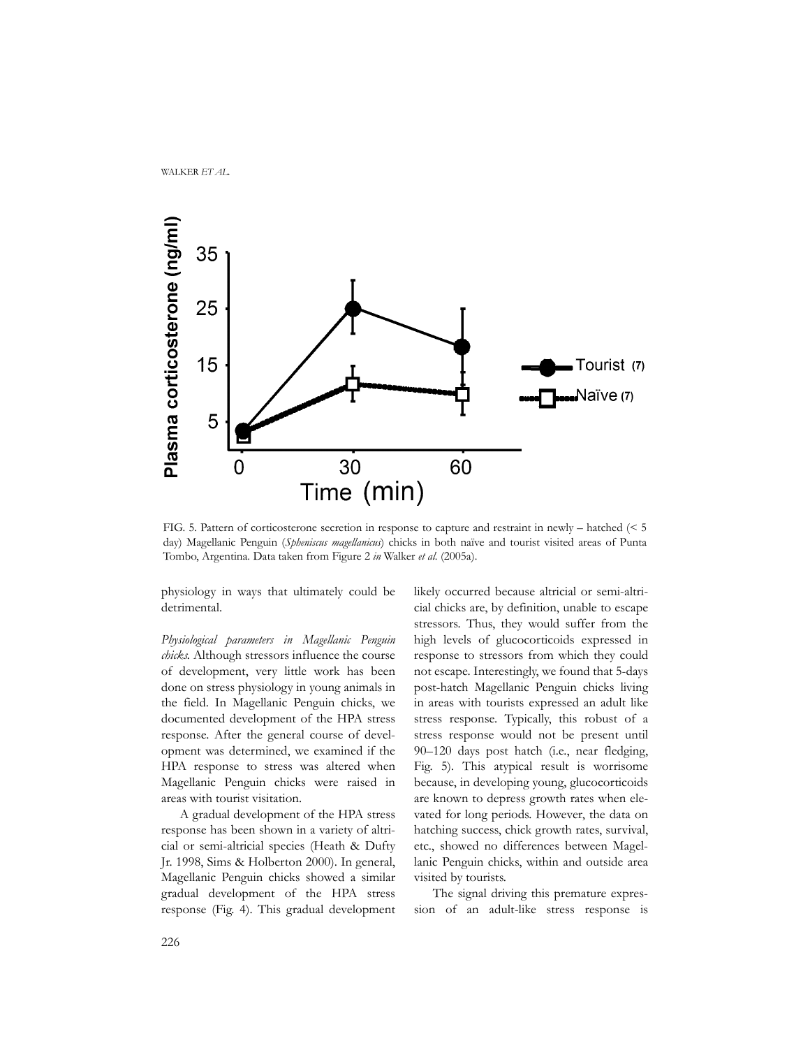FIG. 5. Pattern of corticosterone secretion in response to capture and restraint in newly – hatched (< 5 day) Magellanic Penguin (*Spheniscus magellanicus*) chicks in both naïve and tourist visited areas of Punta Tombo, Argentina. Data taken from Figure 2 *in* Walker *et al.* (2005a).

physiology in ways that ultimately could be detrimental.

*Physiological parameters in Magellanic Penguin chicks.* Although stressors influence the course of development, very little work has been done on stress physiology in young animals in the field. In Magellanic Penguin chicks, we documented development of the HPA stress response. After the general course of development was determined, we examined if the HPA response to stress was altered when Magellanic Penguin chicks were raised in areas with tourist visitation.

A gradual development of the HPA stress response has been shown in a variety of altricial or semi-altricial species (Heath & Dufty Jr. 1998, Sims & Holberton 2000). In general, Magellanic Penguin chicks showed a similar gradual development of the HPA stress response (Fig. 4). This gradual development likely occurred because altricial or semi-altricial chicks are, by definition, unable to escape stressors. Thus, they would suffer from the high levels of glucocorticoids expressed in response to stressors from which they could not escape. Interestingly, we found that 5-days post-hatch Magellanic Penguin chicks living in areas with tourists expressed an adult like stress response. Typically, this robust of a stress response would not be present until 90–120 days post hatch (i.e., near fledging, Fig. 5). This atypical result is worrisome because, in developing young, glucocorticoids are known to depress growth rates when elevated for long periods. However, the data on hatching success, chick growth rates, survival, etc., showed no differences between Magellanic Penguin chicks, within and outside area visited by tourists.

The signal driving this premature expression of an adult-like stress response is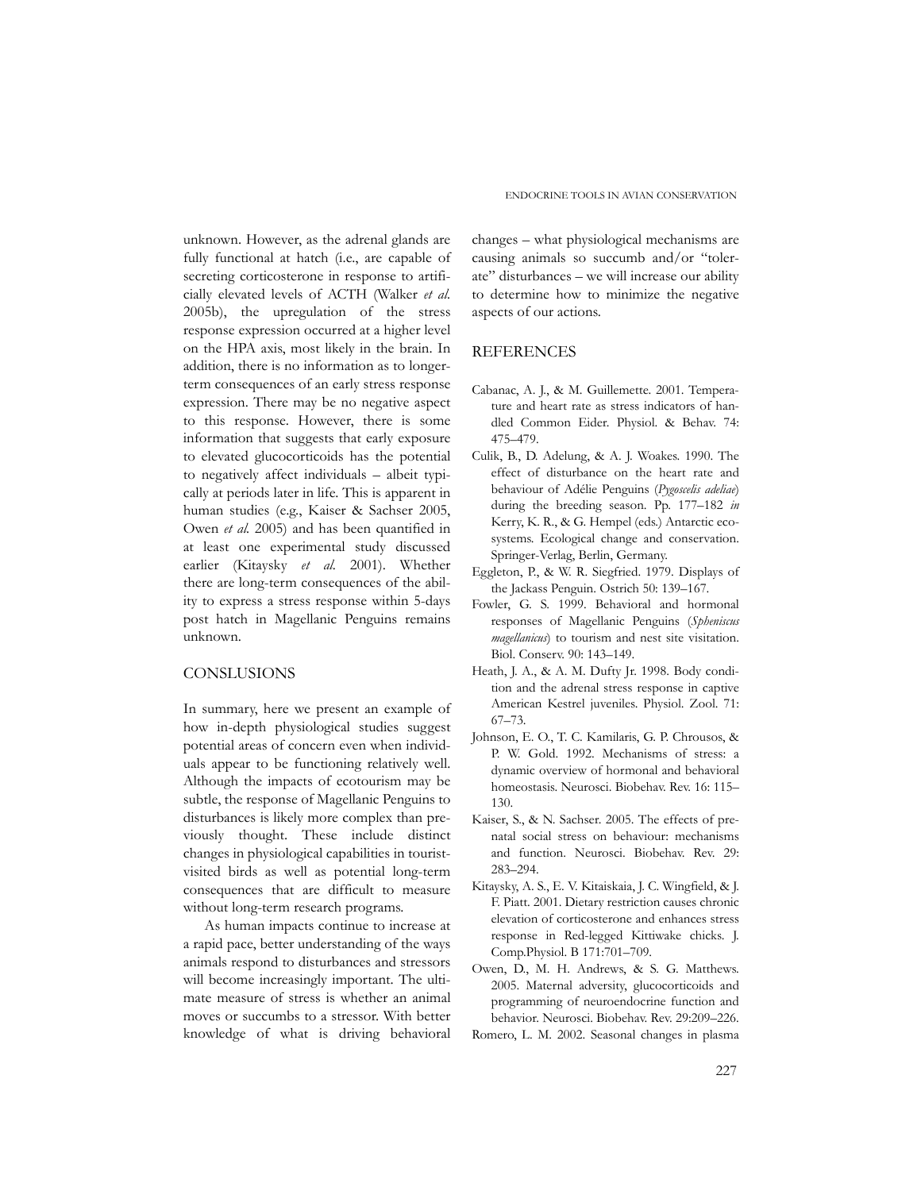unknown. However, as the adrenal glands are fully functional at hatch (i.e., are capable of secreting corticosterone in response to artificially elevated levels of ACTH (Walker *et al.* 2005b), the upregulation of the stress response expression occurred at a higher level on the HPA axis, most likely in the brain. In addition, there is no information as to longer-term consequences of an early stress response expression. There may be no negative aspect to this response. However, there is some information that suggests that early exposure to elevated glucocorticoids has the potential to negatively affect individuals – albeit typically at periods later in life. This is apparent in human studies (e.g., Kaiser & Sachser 2005, Owen *et al.* 2005) and has been quantified in at least one experimental study discussed earlier (Kitaysky *et al.* 2001). Whether there are long-term consequences of the ability to express a stress response within 5-days post hatch in Magellanic Penguins remains unknown.

## CONSLUSIONS

In summary, here we present an example of how in-depth physiological studies suggest potential areas of concern even when individuals appear to be functioning relatively well. Although the impacts of ecotourism may be subtle, the response of Magellanic Penguins to disturbances is likely more complex than previously thought. These include distinct changes in physiological capabilities in tourist-visited birds as well as potential long-term consequences that are difficult to measure without long-term research programs.

As human impacts continue to increase at a rapid pace, better understanding of the ways animals respond to disturbances and stressors will become increasingly important. The ultimate measure of stress is whether an animal moves or succumbs to a stressor. With better knowledge of what is driving behavioral changes – what physiological mechanisms are causing animals so succumb and/or "tolerate" disturbances – we will increase our ability to determine how to minimize the negative aspects of our actions.

## REFERENCES

Cabanac, A. J., & M. Guillemette. 2001. Temperature and heart rate as stress indicators of handled Common Eider. Physiol. & Behav. 74: 475–479.

Culik, B., D. Adelung, & A. J. Woakes. 1990. The effect of disturbance on the heart rate and behaviour of Adélie Penguins (*Pygoscelis adeliae*) during the breeding season. Pp. 177–182 *in* Kerry, K. R., & G. Hempel (eds.) Antarctic ecosystems. Ecological change and conservation. Springer-Verlag, Berlin, Germany.

Eggleton, P., & W. R. Siegfried. 1979. Displays of the Jackass Penguin. Ostrich 50: 139–167.

Fowler, G. S. 1999. Behavioral and hormonal responses of Magellanic Penguins (*Spheniscus magellanicus*) to tourism and nest site visitation. Biol. Conserv. 90: 143–149.

Heath, J. A., & A. M. Dufty Jr. 1998. Body condition and the adrenal stress response in captive American Kestrel juveniles. Physiol. Zool. 71: 67–73.

Johnson, E. O., T. C. Kamilaris, G. P. Chrousos, & P. W. Gold. 1992. Mechanisms of stress: a dynamic overview of hormonal and behavioral homeostasis. Neurosci. Biobehav. Rev. 16: 115–130.

Kaiser, S., & N. Sachser. 2005. The effects of prenatal social stress on behaviour: mechanisms and function. Neurosci. Biobehav. Rev. 29: 283–294.

Kitaysky, A. S., E. V. Kitaiskaia, J. C. Wingfield, & J. F. Piatt. 2001. Dietary restriction causes chronic elevation of corticosterone and enhances stress response in Red-legged Kittiwake chicks. J. Comp.Physiol. B 171:701–709.

Owen, D., M. H. Andrews, & S. G. Matthews. 2005. Maternal adversity, glucocorticoids and programming of neuroendocrine function and behavior. Neurosci. Biobehav. Rev. 29:209–226.

Romero, L. M. 2002. Seasonal changes in plasma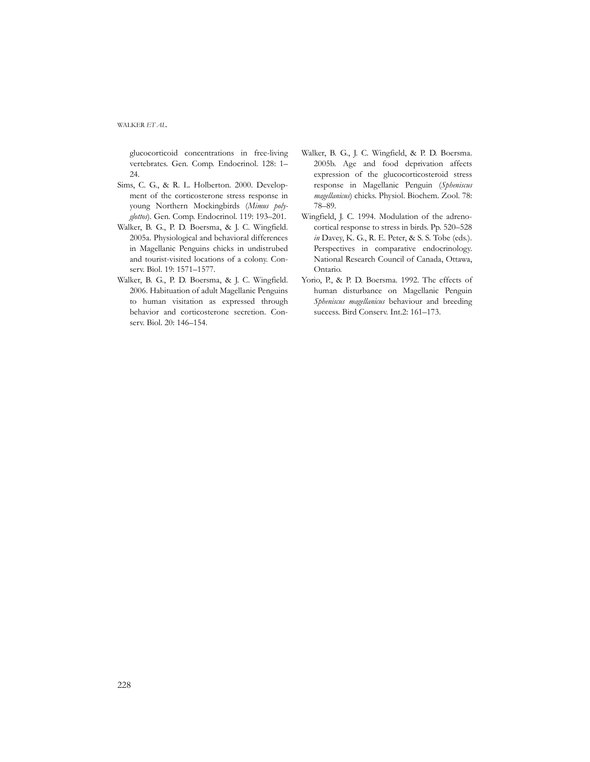glucocorticoid concentrations in free-living vertebrates. Gen. Comp. Endocrinol. 128: 1–24.

Sims, C. G., & R. L. Holberton. 2000. Development of the corticosterone stress response in young Northern Mockingbirds (*Mimus polyglottos*). Gen. Comp. Endocrinol. 119: 193–201.

Walker, B. G., P. D. Boersma, & J. C. Wingfield. 2005a. Physiological and behavioral differences in Magellanic Penguins chicks in undistrubed and tourist-visited locations of a colony. Conserv. Biol. 19: 1571–1577.

Walker, B. G., P. D. Boersma, & J. C. Wingfield. 2006. Habituation of adult Magellanic Penguins to human visitation as expressed through behavior and corticosterone secretion. Conserv. Biol. 20: 146–154.

Walker, B. G., J. C. Wingfield, & P. D. Boersma. 2005b. Age and food deprivation affects expression of the glucocorticosteroid stress response in Magellanic Penguin (*Spheniscus magellanicus*) chicks. Physiol. Biochem. Zool. 78: 78–89.

Wingfield, J. C. 1994. Modulation of the adrenocortical response to stress in birds. Pp. 520–528 *in* Davey, K. G., R. E. Peter, & S. S. Tobe (eds.). Perspectives in comparative endocrinology. National Research Council of Canada, Ottawa, Ontario.

Yorio, P., & P. D. Boersma. 1992. The effects of human disturbance on Magellanic Penguin *Spheniscus magellanicus* behaviour and breeding success. Bird Conserv. Int.2: 161–173.